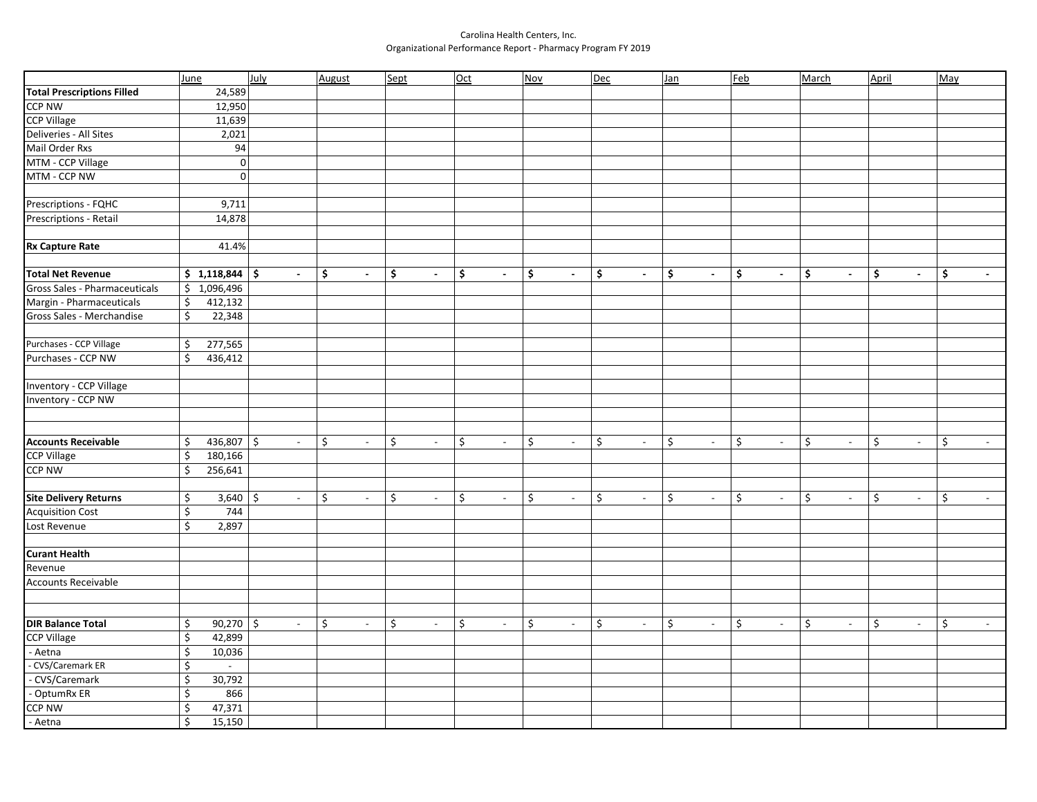Carolina Health Centers, Inc.
Organizational Performance Report - Pharmacy Program FY 2019

| | June | July | August | Sept | Oct | Nov | Dec | Jan | Feb | March | April | May |
|---|---|---|---|---|---|---|---|---|---|---|---|---|
| **Total Prescriptions Filled** | 24,589 | | | | | | | | | | | |
| CCP NW | 12,950 | | | | | | | | | | | |
| CCP Village | 11,639 | | | | | | | | | | | |
| Deliveries - All Sites | 2,021 | | | | | | | | | | | |
| Mail Order Rxs | 94 | | | | | | | | | | | |
| MTM - CCP Village | 0 | | | | | | | | | | | |
| MTM - CCP NW | 0 | | | | | | | | | | | |
| | | | | | | | | | | | | |
| Prescriptions - FQHC | 9,711 | | | | | | | | | | | |
| Prescriptions - Retail | 14,878 | | | | | | | | | | | |
| | | | | | | | | | | | | |
| **Rx Capture Rate** | 41.4% | | | | | | | | | | | |
| | | | | | | | | | | | | |
| **Total Net Revenue** | **$ 1,118,844** | **$ -** | **$ -** | **$ -** | **$ -** | **$ -** | **$ -** | **$ -** | **$ -** | **$ -** | **$ -** | **$ -** |
| Gross Sales - Pharmaceuticals | $ 1,096,496 | | | | | | | | | | | |
| Margin - Pharmaceuticals | $ 412,132 | | | | | | | | | | | |
| Gross Sales - Merchandise | $ 22,348 | | | | | | | | | | | |
| | | | | | | | | | | | | |
| Purchases - CCP Village | $ 277,565 | | | | | | | | | | | |
| Purchases - CCP NW | $ 436,412 | | | | | | | | | | | |
| | | | | | | | | | | | | |
| Inventory - CCP Village | | | | | | | | | | | | |
| Inventory - CCP NW | | | | | | | | | | | | |
| | | | | | | | | | | | | |
| | | | | | | | | | | | | |
| **Accounts Receivable** | $ 436,807 | $ - | $ - | $ - | $ - | $ - | $ - | $ - | $ - | $ - | $ - | $ - |
| CCP Village | $ 180,166 | | | | | | | | | | | |
| CCP NW | $ 256,641 | | | | | | | | | | | |
| | | | | | | | | | | | | |
| **Site Delivery Returns** | $ 3,640 | $ - | $ - | $ - | $ - | $ - | $ - | $ - | $ - | $ - | $ - | $ - |
| Acquisition Cost | $ 744 | | | | | | | | | | | |
| Lost Revenue | $ 2,897 | | | | | | | | | | | |
| | | | | | | | | | | | | |
| **Curant Health** | | | | | | | | | | | | |
| Revenue | | | | | | | | | | | | |
| Accounts Receivable | | | | | | | | | | | | |
| | | | | | | | | | | | | |
| | | | | | | | | | | | | |
| **DIR Balance Total** | $ 90,270 | $ - | $ - | $ - | $ - | $ - | $ - | $ - | $ - | $ - | $ - | $ - |
| CCP Village | $ 42,899 | | | | | | | | | | | |
| - Aetna | $ 10,036 | | | | | | | | | | | |
| - CVS/Caremark ER | $ - | | | | | | | | | | | |
| - CVS/Caremark | $ 30,792 | | | | | | | | | | | |
| - OptumRx ER | $ 866 | | | | | | | | | | | |
| CCP NW | $ 47,371 | | | | | | | | | | | |
| - Aetna | $ 15,150 | | | | | | | | | | | |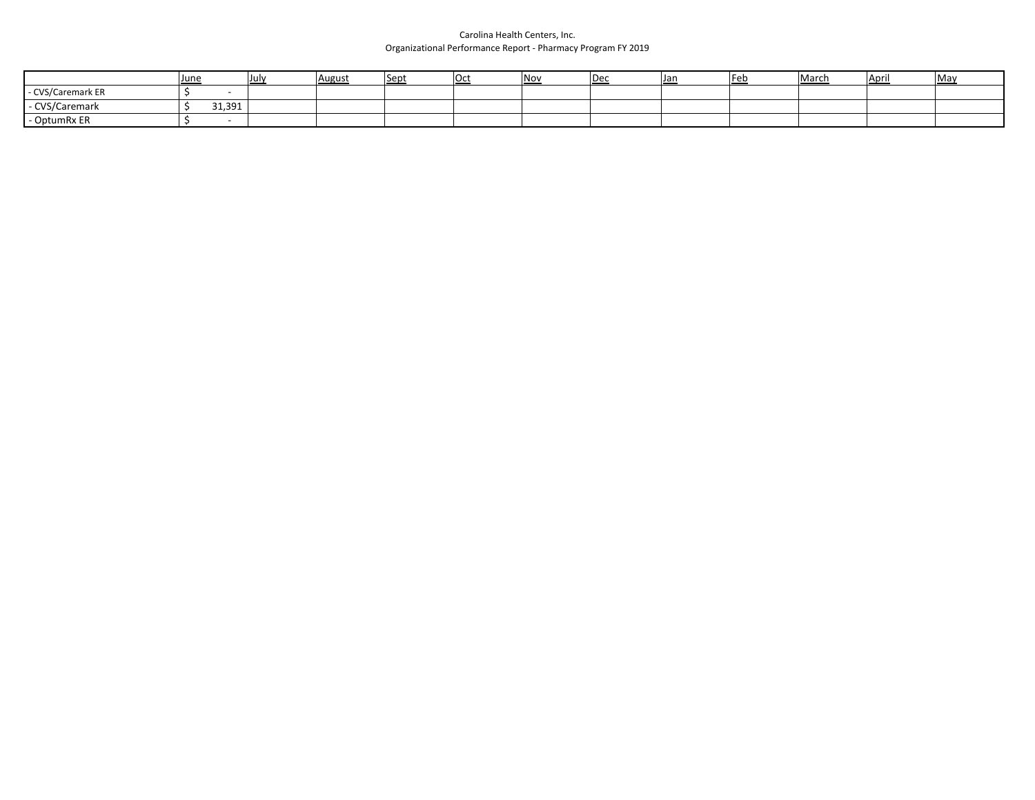Carolina Health Centers, Inc.
Organizational Performance Report - Pharmacy Program FY 2019

| | June | July | August | Sept | Oct | Nov | Dec | Jan | Feb | March | April | May |
|---|---|---|---|---|---|---|---|---|---|---|---|---|
| - CVS/Caremark ER | $ - | | | | | | | | | | | |
| - CVS/Caremark | $ 31,391 | | | | | | | | | | | |
| - OptumRx ER | $ - | | | | | | | | | | | |